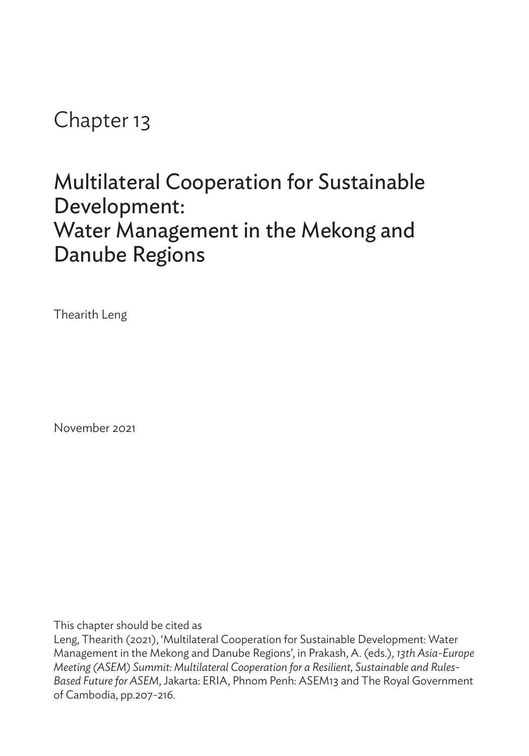Chapter 13

# Multilateral Cooperation for Sustainable Development: Water Management in the Mekong and Danube Regions

Thearith Leng

November 2021

This chapter should be cited as

Leng, Thearith (2021), 'Multilateral Cooperation for Sustainable Development: Water Management in the Mekong and Danube Regions', in Prakash, A. (eds.), *13th Asia-Europe Meeting (ASEM) Summit: Multilateral Cooperation for a Resilient, Sustainable and Rules-Based Future for ASEM*, Jakarta: ERIA, Phnom Penh: ASEM13 and The Royal Government of Cambodia, pp.207-216.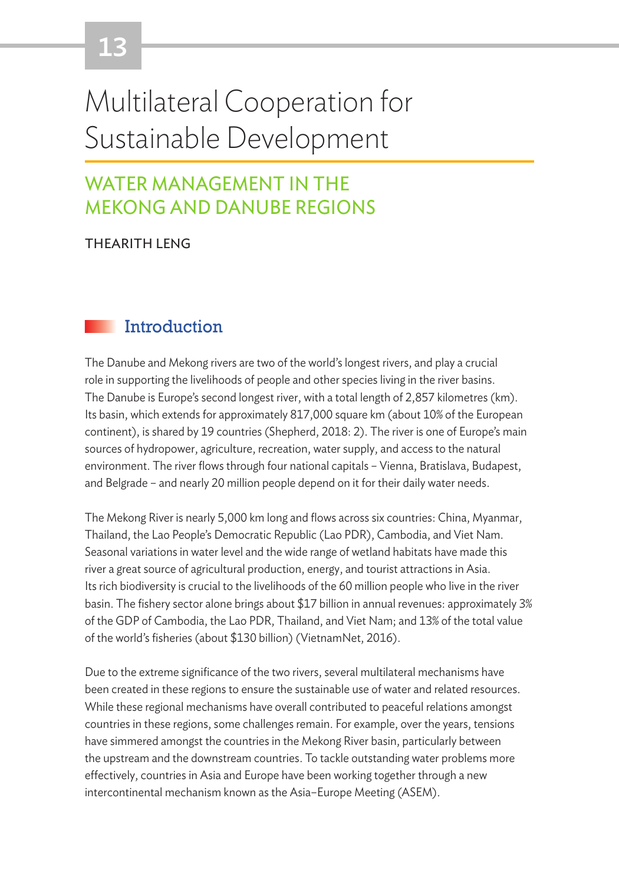# 13

# Multilateral Cooperation for Sustainable Development

## WATER MANAGEMENT IN THE MEKONG AND DANUBE REGIONS

THEARITH LENG

### Introduction

The Danube and Mekong rivers are two of the world's longest rivers, and play a crucial role in supporting the livelihoods of people and other species living in the river basins. The Danube is Europe's second longest river, with a total length of 2,857 kilometres (km). Its basin, which extends for approximately 817,000 square km (about 10% of the European continent), is shared by 19 countries (Shepherd, 2018: 2). The river is one of Europe's main sources of hydropower, agriculture, recreation, water supply, and access to the natural environment. The river flows through four national capitals – Vienna, Bratislava, Budapest, and Belgrade – and nearly 20 million people depend on it for their daily water needs.

The Mekong River is nearly 5,000 km long and flows across six countries: China, Myanmar, Thailand, the Lao People's Democratic Republic (Lao PDR), Cambodia, and Viet Nam. Seasonal variations in water level and the wide range of wetland habitats have made this river a great source of agricultural production, energy, and tourist attractions in Asia. Its rich biodiversity is crucial to the livelihoods of the 60 million people who live in the river basin. The fishery sector alone brings about $17 billion in annual revenues: approximately 3% of the GDP of Cambodia, the Lao PDR, Thailand, and Viet Nam; and 13% of the total value of the world's fisheries (about $130 billion) (VietnamNet, 2016).

Due to the extreme significance of the two rivers, several multilateral mechanisms have been created in these regions to ensure the sustainable use of water and related resources. While these regional mechanisms have overall contributed to peaceful relations amongst countries in these regions, some challenges remain. For example, over the years, tensions have simmered amongst the countries in the Mekong River basin, particularly between the upstream and the downstream countries. To tackle outstanding water problems more effectively, countries in Asia and Europe have been working together through a new intercontinental mechanism known as the Asia–Europe Meeting (ASEM).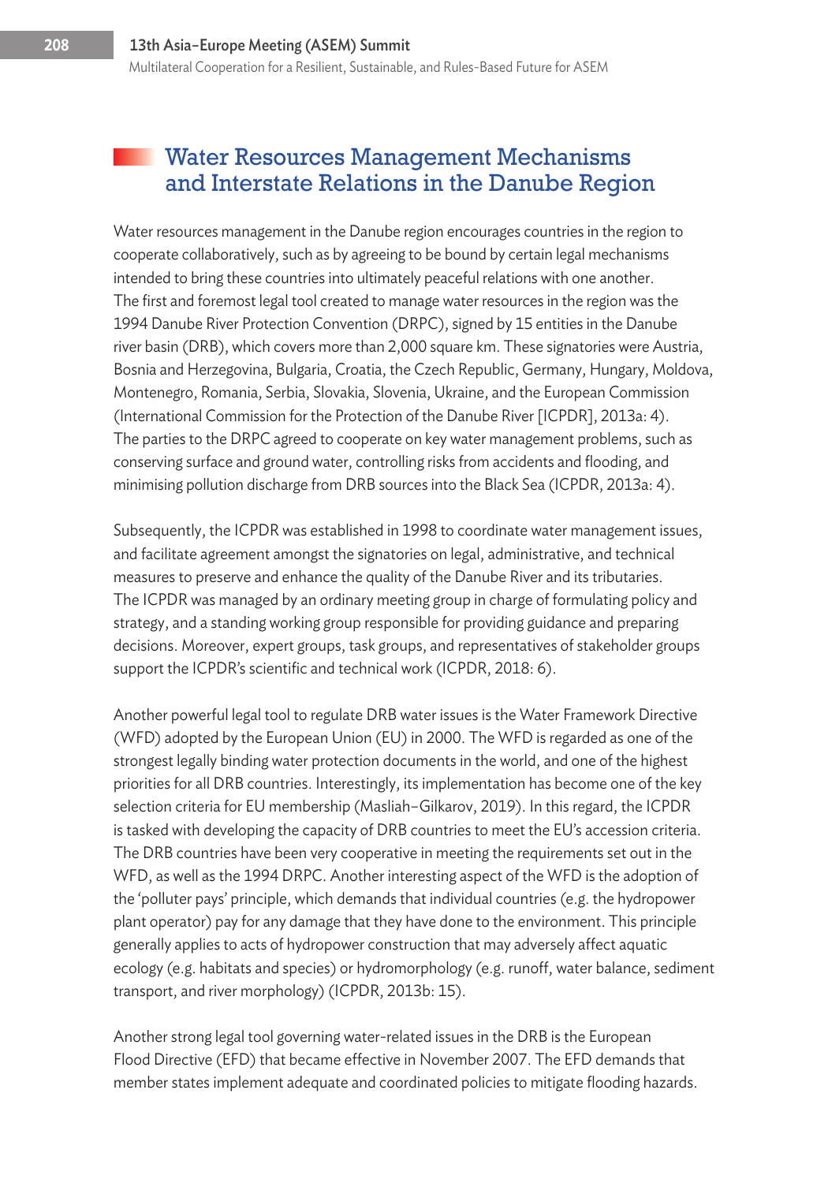## Water Resources Management Mechanisms and Interstate Relations in the Danube Region

Water resources management in the Danube region encourages countries in the region to cooperate collaboratively, such as by agreeing to be bound by certain legal mechanisms intended to bring these countries into ultimately peaceful relations with one another. The first and foremost legal tool created to manage water resources in the region was the 1994 Danube River Protection Convention (DRPC), signed by 15 entities in the Danube river basin (DRB), which covers more than 2,000 square km. These signatories were Austria, Bosnia and Herzegovina, Bulgaria, Croatia, the Czech Republic, Germany, Hungary, Moldova, Montenegro, Romania, Serbia, Slovakia, Slovenia, Ukraine, and the European Commission (International Commission for the Protection of the Danube River [ICPDR], 2013a: 4). The parties to the DRPC agreed to cooperate on key water management problems, such as conserving surface and ground water, controlling risks from accidents and flooding, and minimising pollution discharge from DRB sources into the Black Sea (ICPDR, 2013a: 4).

Subsequently, the ICPDR was established in 1998 to coordinate water management issues, and facilitate agreement amongst the signatories on legal, administrative, and technical measures to preserve and enhance the quality of the Danube River and its tributaries. The ICPDR was managed by an ordinary meeting group in charge of formulating policy and strategy, and a standing working group responsible for providing guidance and preparing decisions. Moreover, expert groups, task groups, and representatives of stakeholder groups support the ICPDR's scientific and technical work (ICPDR, 2018: 6).

Another powerful legal tool to regulate DRB water issues is the Water Framework Directive (WFD) adopted by the European Union (EU) in 2000. The WFD is regarded as one of the strongest legally binding water protection documents in the world, and one of the highest priorities for all DRB countries. Interestingly, its implementation has become one of the key selection criteria for EU membership (Masliah–Gilkarov, 2019). In this regard, the ICPDR is tasked with developing the capacity of DRB countries to meet the EU's accession criteria. The DRB countries have been very cooperative in meeting the requirements set out in the WFD, as well as the 1994 DRPC. Another interesting aspect of the WFD is the adoption of the 'polluter pays' principle, which demands that individual countries (e.g. the hydropower plant operator) pay for any damage that they have done to the environment. This principle generally applies to acts of hydropower construction that may adversely affect aquatic ecology (e.g. habitats and species) or hydromorphology (e.g. runoff, water balance, sediment transport, and river morphology) (ICPDR, 2013b: 15).

Another strong legal tool governing water-related issues in the DRB is the European Flood Directive (EFD) that became effective in November 2007. The EFD demands that member states implement adequate and coordinated policies to mitigate flooding hazards.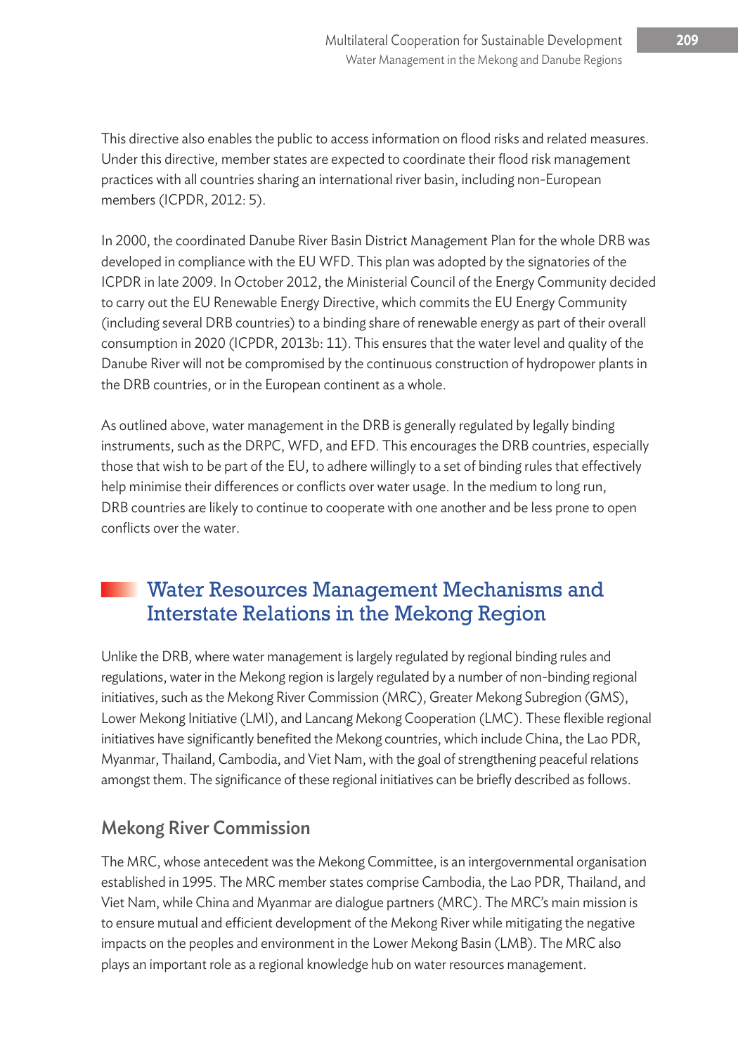This directive also enables the public to access information on flood risks and related measures. Under this directive, member states are expected to coordinate their flood risk management practices with all countries sharing an international river basin, including non-European members (ICPDR, 2012: 5).

In 2000, the coordinated Danube River Basin District Management Plan for the whole DRB was developed in compliance with the EU WFD. This plan was adopted by the signatories of the ICPDR in late 2009. In October 2012, the Ministerial Council of the Energy Community decided to carry out the EU Renewable Energy Directive, which commits the EU Energy Community (including several DRB countries) to a binding share of renewable energy as part of their overall consumption in 2020 (ICPDR, 2013b: 11). This ensures that the water level and quality of the Danube River will not be compromised by the continuous construction of hydropower plants in the DRB countries, or in the European continent as a whole.

As outlined above, water management in the DRB is generally regulated by legally binding instruments, such as the DRPC, WFD, and EFD. This encourages the DRB countries, especially those that wish to be part of the EU, to adhere willingly to a set of binding rules that effectively help minimise their differences or conflicts over water usage. In the medium to long run, DRB countries are likely to continue to cooperate with one another and be less prone to open conflicts over the water.

## Water Resources Management Mechanisms and Interstate Relations in the Mekong Region

Unlike the DRB, where water management is largely regulated by regional binding rules and regulations, water in the Mekong region is largely regulated by a number of non-binding regional initiatives, such as the Mekong River Commission (MRC), Greater Mekong Subregion (GMS), Lower Mekong Initiative (LMI), and Lancang Mekong Cooperation (LMC). These flexible regional initiatives have significantly benefited the Mekong countries, which include China, the Lao PDR, Myanmar, Thailand, Cambodia, and Viet Nam, with the goal of strengthening peaceful relations amongst them. The significance of these regional initiatives can be briefly described as follows.

### Mekong River Commission

The MRC, whose antecedent was the Mekong Committee, is an intergovernmental organisation established in 1995. The MRC member states comprise Cambodia, the Lao PDR, Thailand, and Viet Nam, while China and Myanmar are dialogue partners (MRC). The MRC's main mission is to ensure mutual and efficient development of the Mekong River while mitigating the negative impacts on the peoples and environment in the Lower Mekong Basin (LMB). The MRC also plays an important role as a regional knowledge hub on water resources management.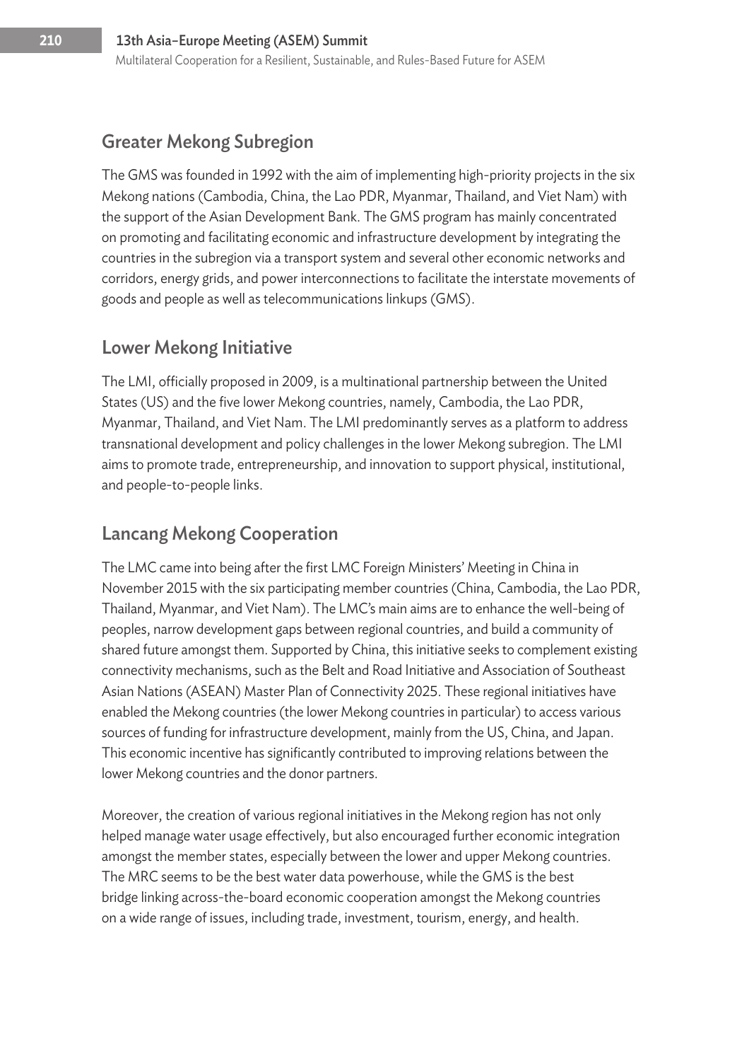## Greater Mekong Subregion

The GMS was founded in 1992 with the aim of implementing high-priority projects in the six Mekong nations (Cambodia, China, the Lao PDR, Myanmar, Thailand, and Viet Nam) with the support of the Asian Development Bank. The GMS program has mainly concentrated on promoting and facilitating economic and infrastructure development by integrating the countries in the subregion via a transport system and several other economic networks and corridors, energy grids, and power interconnections to facilitate the interstate movements of goods and people as well as telecommunications linkups (GMS).

## Lower Mekong Initiative

The LMI, officially proposed in 2009, is a multinational partnership between the United States (US) and the five lower Mekong countries, namely, Cambodia, the Lao PDR, Myanmar, Thailand, and Viet Nam. The LMI predominantly serves as a platform to address transnational development and policy challenges in the lower Mekong subregion. The LMI aims to promote trade, entrepreneurship, and innovation to support physical, institutional, and people-to-people links.

## Lancang Mekong Cooperation

The LMC came into being after the first LMC Foreign Ministers' Meeting in China in November 2015 with the six participating member countries (China, Cambodia, the Lao PDR, Thailand, Myanmar, and Viet Nam). The LMC's main aims are to enhance the well-being of peoples, narrow development gaps between regional countries, and build a community of shared future amongst them. Supported by China, this initiative seeks to complement existing connectivity mechanisms, such as the Belt and Road Initiative and Association of Southeast Asian Nations (ASEAN) Master Plan of Connectivity 2025. These regional initiatives have enabled the Mekong countries (the lower Mekong countries in particular) to access various sources of funding for infrastructure development, mainly from the US, China, and Japan. This economic incentive has significantly contributed to improving relations between the lower Mekong countries and the donor partners.

Moreover, the creation of various regional initiatives in the Mekong region has not only helped manage water usage effectively, but also encouraged further economic integration amongst the member states, especially between the lower and upper Mekong countries. The MRC seems to be the best water data powerhouse, while the GMS is the best bridge linking across-the-board economic cooperation amongst the Mekong countries on a wide range of issues, including trade, investment, tourism, energy, and health.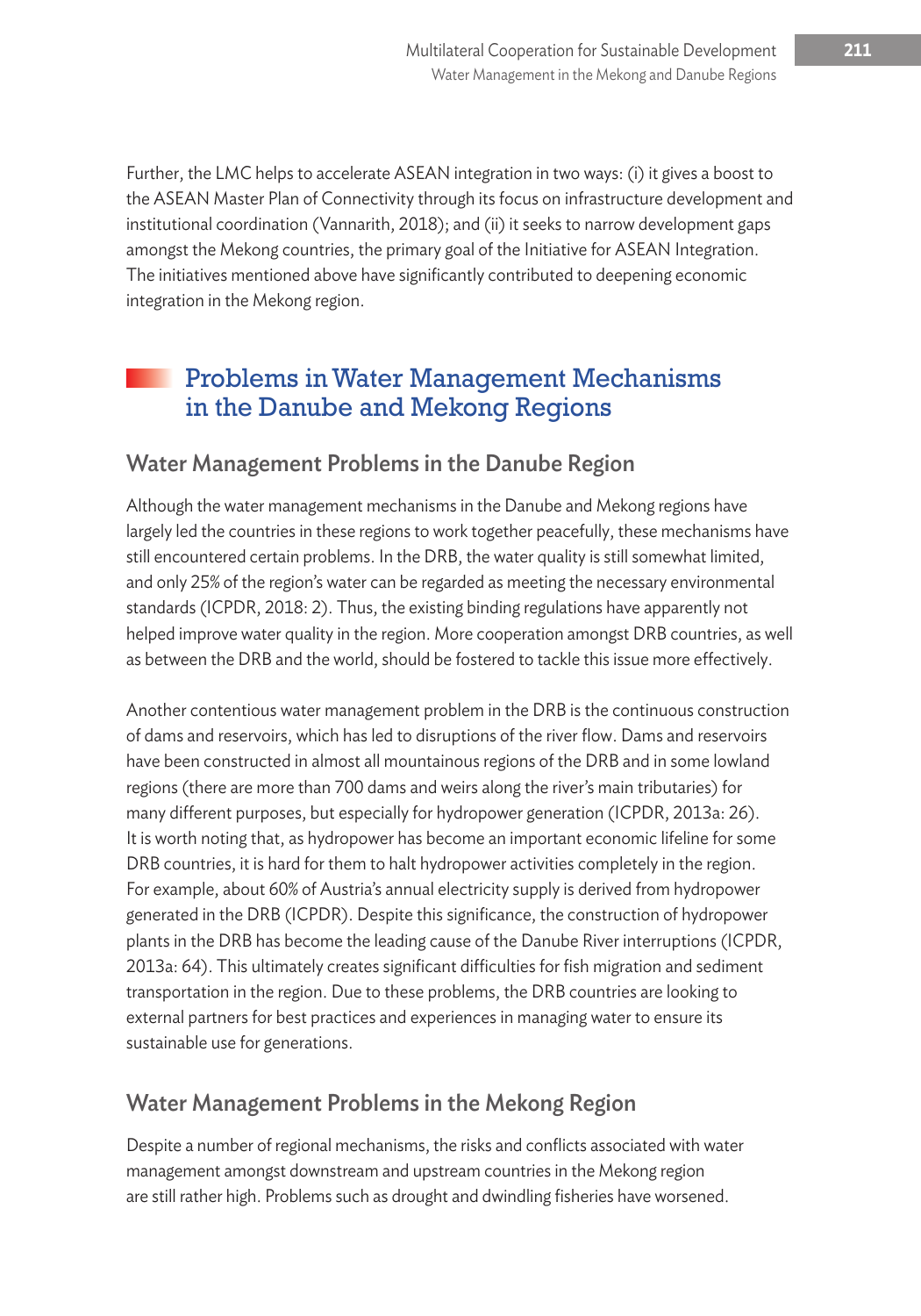Further, the LMC helps to accelerate ASEAN integration in two ways: (i) it gives a boost to the ASEAN Master Plan of Connectivity through its focus on infrastructure development and institutional coordination (Vannarith, 2018); and (ii) it seeks to narrow development gaps amongst the Mekong countries, the primary goal of the Initiative for ASEAN Integration. The initiatives mentioned above have significantly contributed to deepening economic integration in the Mekong region.

## Problems in Water Management Mechanisms in the Danube and Mekong Regions

### Water Management Problems in the Danube Region

Although the water management mechanisms in the Danube and Mekong regions have largely led the countries in these regions to work together peacefully, these mechanisms have still encountered certain problems. In the DRB, the water quality is still somewhat limited, and only 25% of the region's water can be regarded as meeting the necessary environmental standards (ICPDR, 2018: 2). Thus, the existing binding regulations have apparently not helped improve water quality in the region. More cooperation amongst DRB countries, as well as between the DRB and the world, should be fostered to tackle this issue more effectively.

Another contentious water management problem in the DRB is the continuous construction of dams and reservoirs, which has led to disruptions of the river flow. Dams and reservoirs have been constructed in almost all mountainous regions of the DRB and in some lowland regions (there are more than 700 dams and weirs along the river's main tributaries) for many different purposes, but especially for hydropower generation (ICPDR, 2013a: 26). It is worth noting that, as hydropower has become an important economic lifeline for some DRB countries, it is hard for them to halt hydropower activities completely in the region. For example, about 60% of Austria's annual electricity supply is derived from hydropower generated in the DRB (ICPDR). Despite this significance, the construction of hydropower plants in the DRB has become the leading cause of the Danube River interruptions (ICPDR, 2013a: 64). This ultimately creates significant difficulties for fish migration and sediment transportation in the region. Due to these problems, the DRB countries are looking to external partners for best practices and experiences in managing water to ensure its sustainable use for generations.

### Water Management Problems in the Mekong Region

Despite a number of regional mechanisms, the risks and conflicts associated with water management amongst downstream and upstream countries in the Mekong region are still rather high. Problems such as drought and dwindling fisheries have worsened.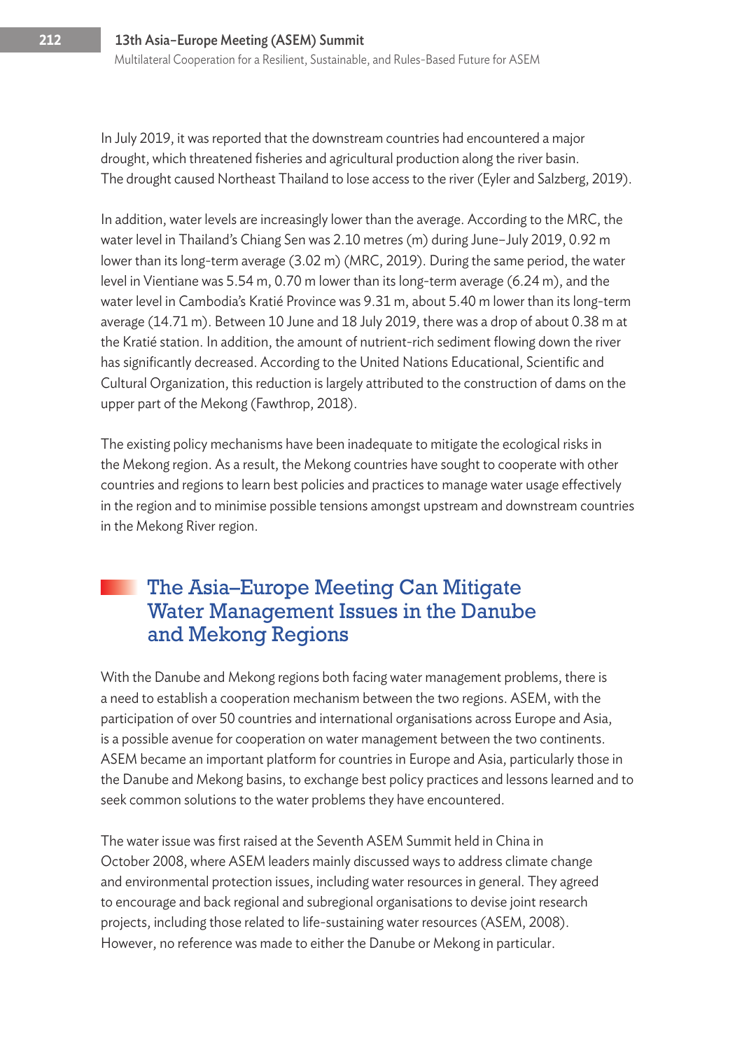In July 2019, it was reported that the downstream countries had encountered a major drought, which threatened fisheries and agricultural production along the river basin. The drought caused Northeast Thailand to lose access to the river (Eyler and Salzberg, 2019).

In addition, water levels are increasingly lower than the average. According to the MRC, the water level in Thailand's Chiang Sen was 2.10 metres (m) during June–July 2019, 0.92 m lower than its long-term average (3.02 m) (MRC, 2019). During the same period, the water level in Vientiane was 5.54 m, 0.70 m lower than its long-term average (6.24 m), and the water level in Cambodia's Kratié Province was 9.31 m, about 5.40 m lower than its long-term average (14.71 m). Between 10 June and 18 July 2019, there was a drop of about 0.38 m at the Kratié station. In addition, the amount of nutrient-rich sediment flowing down the river has significantly decreased. According to the United Nations Educational, Scientific and Cultural Organization, this reduction is largely attributed to the construction of dams on the upper part of the Mekong (Fawthrop, 2018).

The existing policy mechanisms have been inadequate to mitigate the ecological risks in the Mekong region. As a result, the Mekong countries have sought to cooperate with other countries and regions to learn best policies and practices to manage water usage effectively in the region and to minimise possible tensions amongst upstream and downstream countries in the Mekong River region.

## The Asia–Europe Meeting Can Mitigate Water Management Issues in the Danube and Mekong Regions

With the Danube and Mekong regions both facing water management problems, there is a need to establish a cooperation mechanism between the two regions. ASEM, with the participation of over 50 countries and international organisations across Europe and Asia, is a possible avenue for cooperation on water management between the two continents. ASEM became an important platform for countries in Europe and Asia, particularly those in the Danube and Mekong basins, to exchange best policy practices and lessons learned and to seek common solutions to the water problems they have encountered.

The water issue was first raised at the Seventh ASEM Summit held in China in October 2008, where ASEM leaders mainly discussed ways to address climate change and environmental protection issues, including water resources in general. They agreed to encourage and back regional and subregional organisations to devise joint research projects, including those related to life-sustaining water resources (ASEM, 2008). However, no reference was made to either the Danube or Mekong in particular.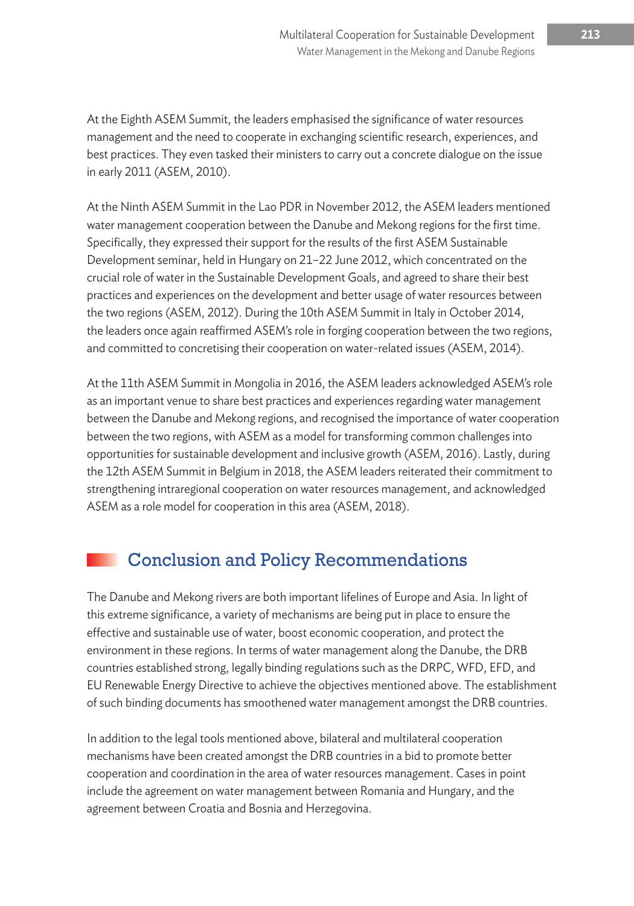At the Eighth ASEM Summit, the leaders emphasised the significance of water resources management and the need to cooperate in exchanging scientific research, experiences, and best practices. They even tasked their ministers to carry out a concrete dialogue on the issue in early 2011 (ASEM, 2010).

At the Ninth ASEM Summit in the Lao PDR in November 2012, the ASEM leaders mentioned water management cooperation between the Danube and Mekong regions for the first time. Specifically, they expressed their support for the results of the first ASEM Sustainable Development seminar, held in Hungary on 21–22 June 2012, which concentrated on the crucial role of water in the Sustainable Development Goals, and agreed to share their best practices and experiences on the development and better usage of water resources between the two regions (ASEM, 2012). During the 10th ASEM Summit in Italy in October 2014, the leaders once again reaffirmed ASEM's role in forging cooperation between the two regions, and committed to concretising their cooperation on water-related issues (ASEM, 2014).

At the 11th ASEM Summit in Mongolia in 2016, the ASEM leaders acknowledged ASEM's role as an important venue to share best practices and experiences regarding water management between the Danube and Mekong regions, and recognised the importance of water cooperation between the two regions, with ASEM as a model for transforming common challenges into opportunities for sustainable development and inclusive growth (ASEM, 2016). Lastly, during the 12th ASEM Summit in Belgium in 2018, the ASEM leaders reiterated their commitment to strengthening intraregional cooperation on water resources management, and acknowledged ASEM as a role model for cooperation in this area (ASEM, 2018).

## Conclusion and Policy Recommendations

The Danube and Mekong rivers are both important lifelines of Europe and Asia. In light of this extreme significance, a variety of mechanisms are being put in place to ensure the effective and sustainable use of water, boost economic cooperation, and protect the environment in these regions. In terms of water management along the Danube, the DRB countries established strong, legally binding regulations such as the DRPC, WFD, EFD, and EU Renewable Energy Directive to achieve the objectives mentioned above. The establishment of such binding documents has smoothened water management amongst the DRB countries.

In addition to the legal tools mentioned above, bilateral and multilateral cooperation mechanisms have been created amongst the DRB countries in a bid to promote better cooperation and coordination in the area of water resources management. Cases in point include the agreement on water management between Romania and Hungary, and the agreement between Croatia and Bosnia and Herzegovina.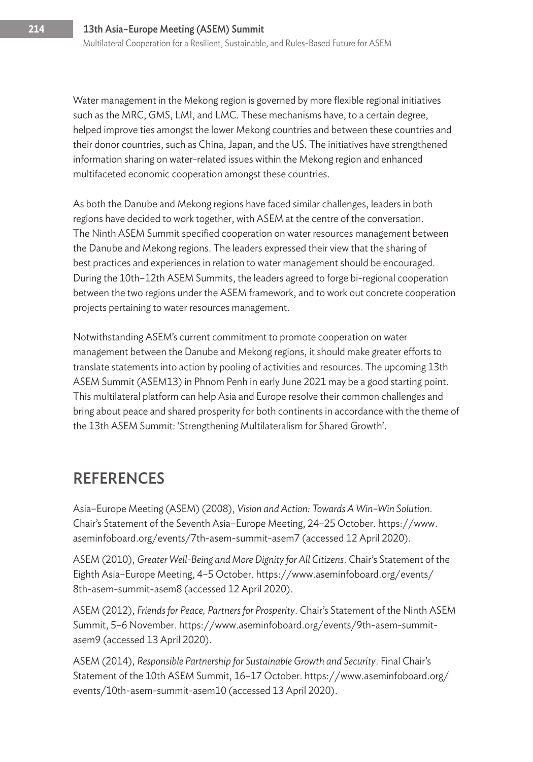Water management in the Mekong region is governed by more flexible regional initiatives such as the MRC, GMS, LMI, and LMC. These mechanisms have, to a certain degree, helped improve ties amongst the lower Mekong countries and between these countries and their donor countries, such as China, Japan, and the US. The initiatives have strengthened information sharing on water-related issues within the Mekong region and enhanced multifaceted economic cooperation amongst these countries.

As both the Danube and Mekong regions have faced similar challenges, leaders in both regions have decided to work together, with ASEM at the centre of the conversation. The Ninth ASEM Summit specified cooperation on water resources management between the Danube and Mekong regions. The leaders expressed their view that the sharing of best practices and experiences in relation to water management should be encouraged. During the 10th–12th ASEM Summits, the leaders agreed to forge bi-regional cooperation between the two regions under the ASEM framework, and to work out concrete cooperation projects pertaining to water resources management.

Notwithstanding ASEM's current commitment to promote cooperation on water management between the Danube and Mekong regions, it should make greater efforts to translate statements into action by pooling of activities and resources. The upcoming 13th ASEM Summit (ASEM13) in Phnom Penh in early June 2021 may be a good starting point. This multilateral platform can help Asia and Europe resolve their common challenges and bring about peace and shared prosperity for both continents in accordance with the theme of the 13th ASEM Summit: 'Strengthening Multilateralism for Shared Growth'.

## REFERENCES

Asia–Europe Meeting (ASEM) (2008), *Vision and Action: Towards A Win–Win Solution*. Chair's Statement of the Seventh Asia–Europe Meeting, 24–25 October. https://www.aseminfoboard.org/events/7th-asem-summit-asem7 (accessed 12 April 2020).

ASEM (2010), *Greater Well-Being and More Dignity for All Citizens*. Chair's Statement of the Eighth Asia–Europe Meeting, 4–5 October. https://www.aseminfoboard.org/events/8th-asem-summit-asem8 (accessed 12 April 2020).

ASEM (2012), *Friends for Peace, Partners for Prosperity*. Chair's Statement of the Ninth ASEM Summit, 5–6 November. https://www.aseminfoboard.org/events/9th-asem-summit-asem9 (accessed 13 April 2020).

ASEM (2014), *Responsible Partnership for Sustainable Growth and Security*. Final Chair's Statement of the 10th ASEM Summit, 16–17 October. https://www.aseminfoboard.org/events/10th-asem-summit-asem10 (accessed 13 April 2020).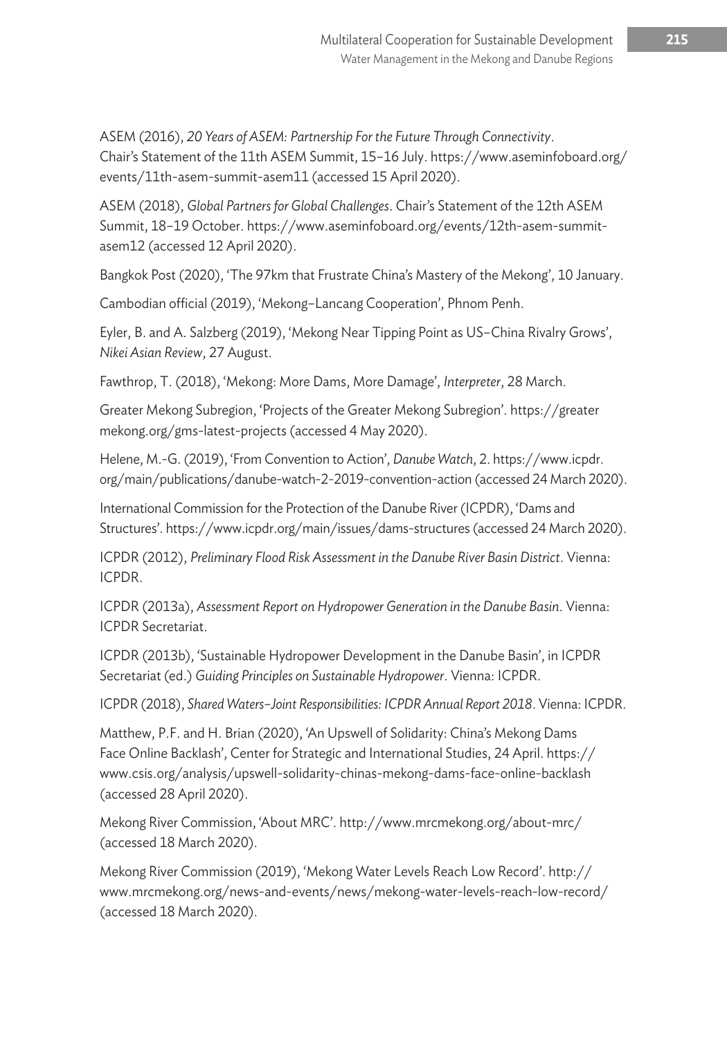ASEM (2016), *20 Years of ASEM: Partnership For the Future Through Connectivity*. Chair's Statement of the 11th ASEM Summit, 15–16 July. https://www.aseminfoboard.org/events/11th-asem-summit-asem11 (accessed 15 April 2020).

ASEM (2018), *Global Partners for Global Challenges*. Chair's Statement of the 12th ASEM Summit, 18–19 October. https://www.aseminfoboard.org/events/12th-asem-summit-asem12 (accessed 12 April 2020).

Bangkok Post (2020), 'The 97km that Frustrate China's Mastery of the Mekong', 10 January.

Cambodian official (2019), 'Mekong–Lancang Cooperation', Phnom Penh.

Eyler, B. and A. Salzberg (2019), 'Mekong Near Tipping Point as US–China Rivalry Grows', *Nikei Asian Review*, 27 August.

Fawthrop, T. (2018), 'Mekong: More Dams, More Damage', *Interpreter*, 28 March.

Greater Mekong Subregion, 'Projects of the Greater Mekong Subregion'. https://greatermekong.org/gms-latest-projects (accessed 4 May 2020).

Helene, M.-G. (2019), 'From Convention to Action', *Danube Watch*, 2. https://www.icpdr.org/main/publications/danube-watch-2-2019-convention-action (accessed 24 March 2020).

International Commission for the Protection of the Danube River (ICPDR), 'Dams and Structures'. https://www.icpdr.org/main/issues/dams-structures (accessed 24 March 2020).

ICPDR (2012), *Preliminary Flood Risk Assessment in the Danube River Basin District*. Vienna: ICPDR.

ICPDR (2013a), *Assessment Report on Hydropower Generation in the Danube Basin*. Vienna: ICPDR Secretariat.

ICPDR (2013b), 'Sustainable Hydropower Development in the Danube Basin', in ICPDR Secretariat (ed.) *Guiding Principles on Sustainable Hydropower*. Vienna: ICPDR.

ICPDR (2018), *Shared Waters–Joint Responsibilities: ICPDR Annual Report 2018*. Vienna: ICPDR.

Matthew, P.F. and H. Brian (2020), 'An Upswell of Solidarity: China's Mekong Dams Face Online Backlash', Center for Strategic and International Studies, 24 April. https://www.csis.org/analysis/upswell-solidarity-chinas-mekong-dams-face-online-backlash (accessed 28 April 2020).

Mekong River Commission, 'About MRC'. http://www.mrcmekong.org/about-mrc/ (accessed 18 March 2020).

Mekong River Commission (2019), 'Mekong Water Levels Reach Low Record'. http://www.mrcmekong.org/news-and-events/news/mekong-water-levels-reach-low-record/ (accessed 18 March 2020).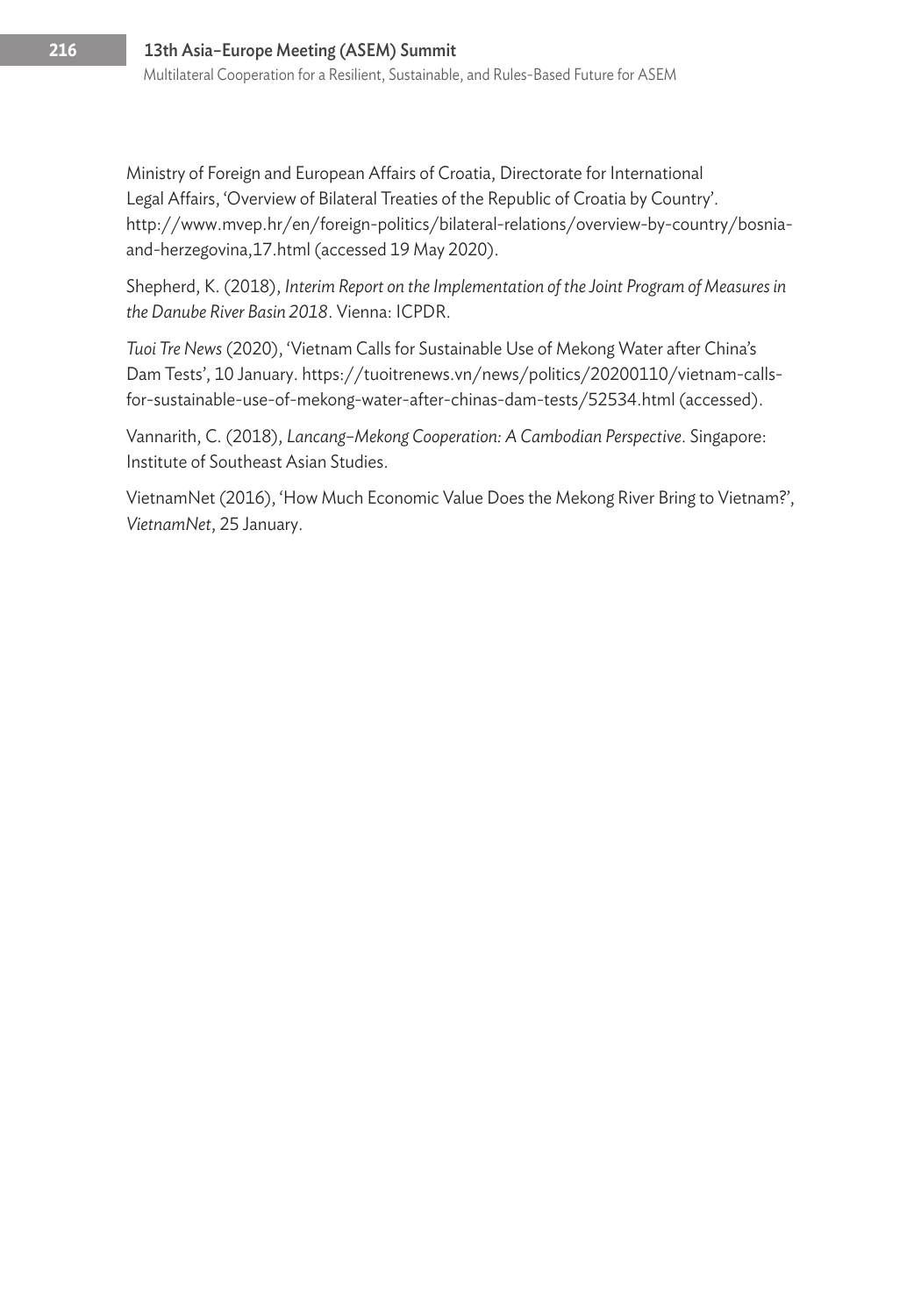Ministry of Foreign and European Affairs of Croatia, Directorate for International Legal Affairs, 'Overview of Bilateral Treaties of the Republic of Croatia by Country'. http://www.mvep.hr/en/foreign-politics/bilateral-relations/overview-by-country/bosnia-and-herzegovina,17.html (accessed 19 May 2020).

Shepherd, K. (2018), *Interim Report on the Implementation of the Joint Program of Measures in the Danube River Basin 2018*. Vienna: ICPDR.

*Tuoi Tre News* (2020), 'Vietnam Calls for Sustainable Use of Mekong Water after China's Dam Tests', 10 January. https://tuoitrenews.vn/news/politics/20200110/vietnam-calls-for-sustainable-use-of-mekong-water-after-chinas-dam-tests/52534.html (accessed).

Vannarith, C. (2018), *Lancang–Mekong Cooperation: A Cambodian Perspective*. Singapore: Institute of Southeast Asian Studies.

VietnamNet (2016), 'How Much Economic Value Does the Mekong River Bring to Vietnam?', *VietnamNet*, 25 January.